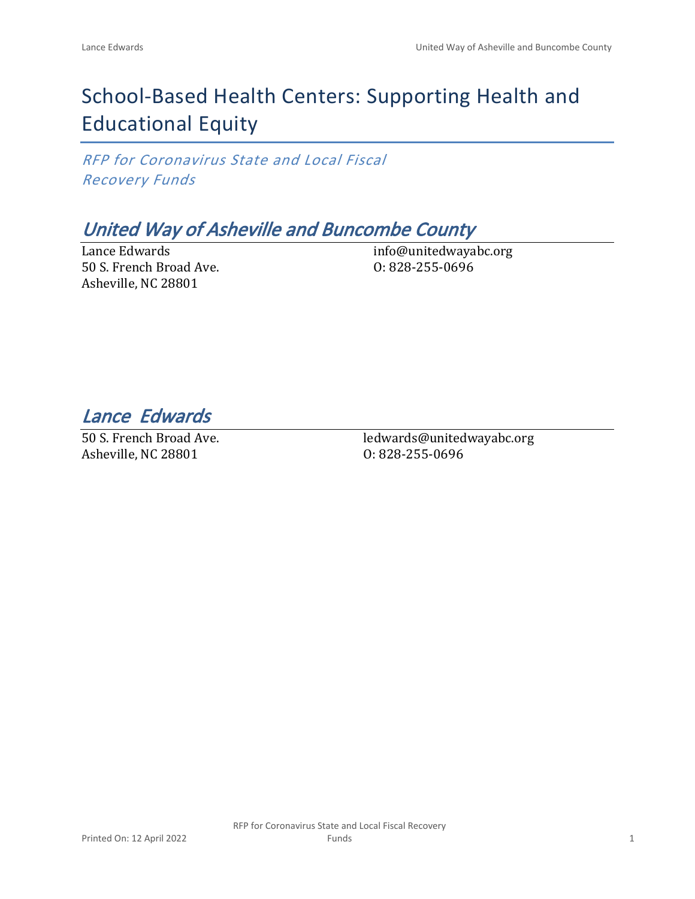# School-Based Health Centers: Supporting Health and Educational Equity

*RFP for Coronavirus State and Local Fiscal Recovery Funds*

## *United Way of Asheville and Buncombe County*

Lance Edwards
50 S. French Broad Ave.
Asheville, NC 28801

info@unitedwayabc.org
O: 828-255-0696

## *Lance Edwards*

50 S. French Broad Ave.
Asheville, NC 28801

ledwards@unitedwayabc.org
O: 828-255-0696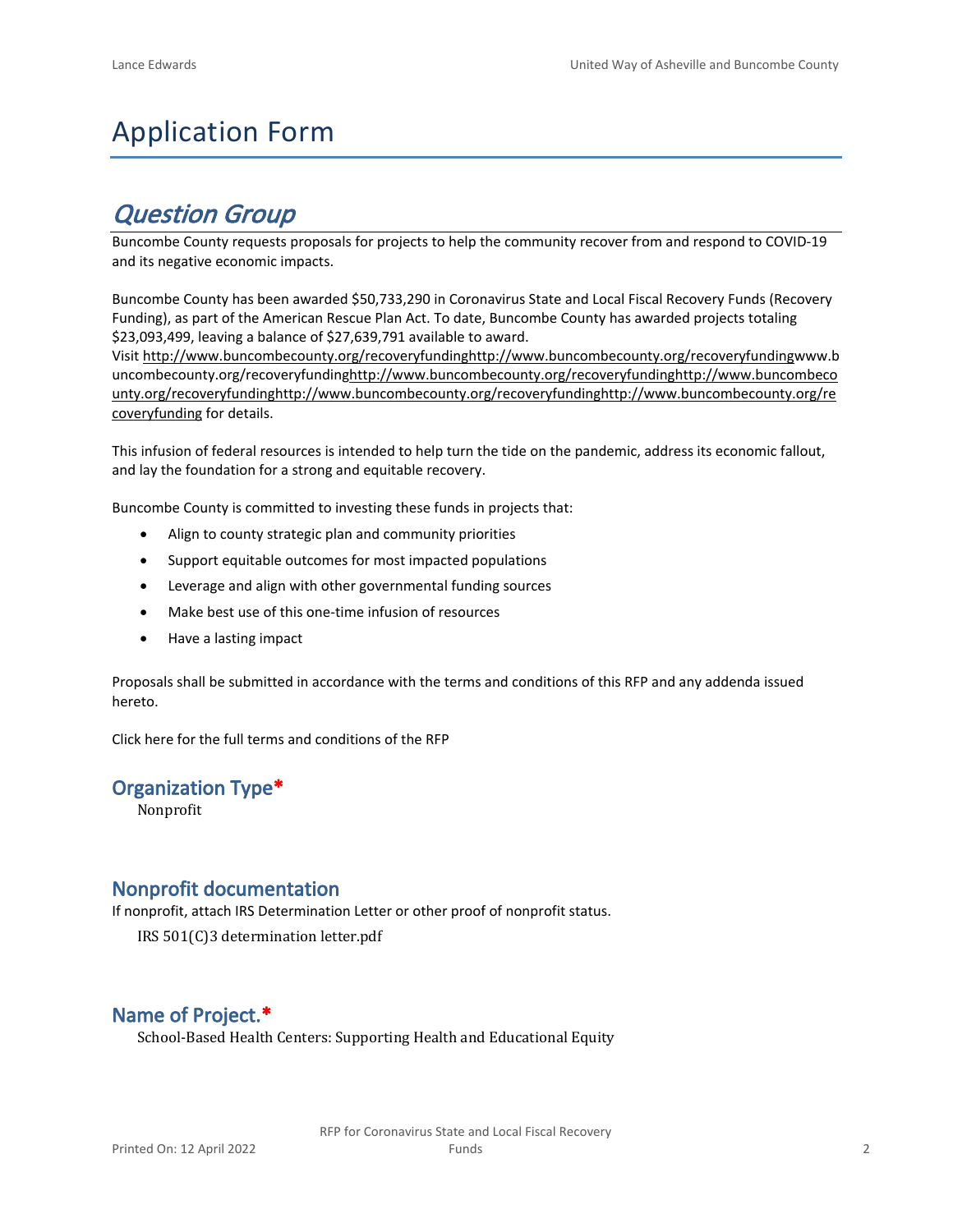# Application Form

## *Question Group*

Buncombe County requests proposals for projects to help the community recover from and respond to COVID-19 and its negative economic impacts.

Buncombe County has been awarded $50,733,290 in Coronavirus State and Local Fiscal Recovery Funds (Recovery Funding), as part of the American Rescue Plan Act. To date, Buncombe County has awarded projects totaling $23,093,499, leaving a balance of $27,639,791 available to award.

Visit http://www.buncombecounty.org/recoveryfundinghttp://www.buncombecounty.org/recoveryfundingwww.buncombecounty.org/recoveryfundinghttp://www.buncombecounty.org/recoveryfundinghttp://www.buncombecounty.org/recoveryfundinghttp://www.buncombecounty.org/recoveryfundinghttp://www.buncombecounty.org/recoveryfunding for details.

This infusion of federal resources is intended to help turn the tide on the pandemic, address its economic fallout, and lay the foundation for a strong and equitable recovery.

Buncombe County is committed to investing these funds in projects that:

- Align to county strategic plan and community priorities
- Support equitable outcomes for most impacted populations
- Leverage and align with other governmental funding sources
- Make best use of this one-time infusion of resources
- Have a lasting impact

Proposals shall be submitted in accordance with the terms and conditions of this RFP and any addenda issued hereto.

Click here for the full terms and conditions of the RFP

### Organization Type*

Nonprofit

### Nonprofit documentation

If nonprofit, attach IRS Determination Letter or other proof of nonprofit status.

IRS 501(C)3 determination letter.pdf

### Name of Project.*

School-Based Health Centers: Supporting Health and Educational Equity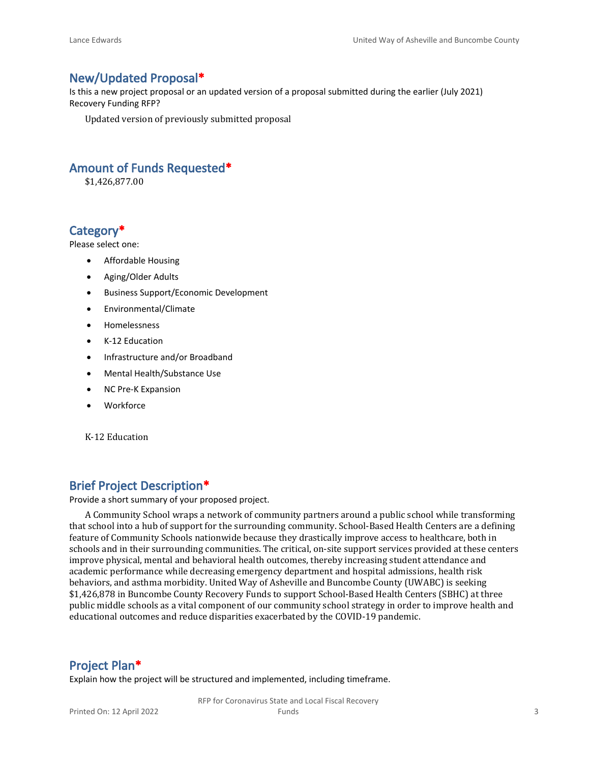## New/Updated Proposal*

Is this a new project proposal or an updated version of a proposal submitted during the earlier (July 2021) Recovery Funding RFP?

Updated version of previously submitted proposal

## Amount of Funds Requested*

$1,426,877.00

## Category*

Please select one:

- Affordable Housing
- Aging/Older Adults
- Business Support/Economic Development
- Environmental/Climate
- Homelessness
- K-12 Education
- Infrastructure and/or Broadband
- Mental Health/Substance Use
- NC Pre-K Expansion
- Workforce

K-12 Education

## Brief Project Description*

Provide a short summary of your proposed project.

A Community School wraps a network of community partners around a public school while transforming that school into a hub of support for the surrounding community. School-Based Health Centers are a defining feature of Community Schools nationwide because they drastically improve access to healthcare, both in schools and in their surrounding communities. The critical, on-site support services provided at these centers improve physical, mental and behavioral health outcomes, thereby increasing student attendance and academic performance while decreasing emergency department and hospital admissions, health risk behaviors, and asthma morbidity. United Way of Asheville and Buncombe County (UWABC) is seeking $1,426,878 in Buncombe County Recovery Funds to support School-Based Health Centers (SBHC) at three public middle schools as a vital component of our community school strategy in order to improve health and educational outcomes and reduce disparities exacerbated by the COVID-19 pandemic.

## Project Plan*

Explain how the project will be structured and implemented, including timeframe.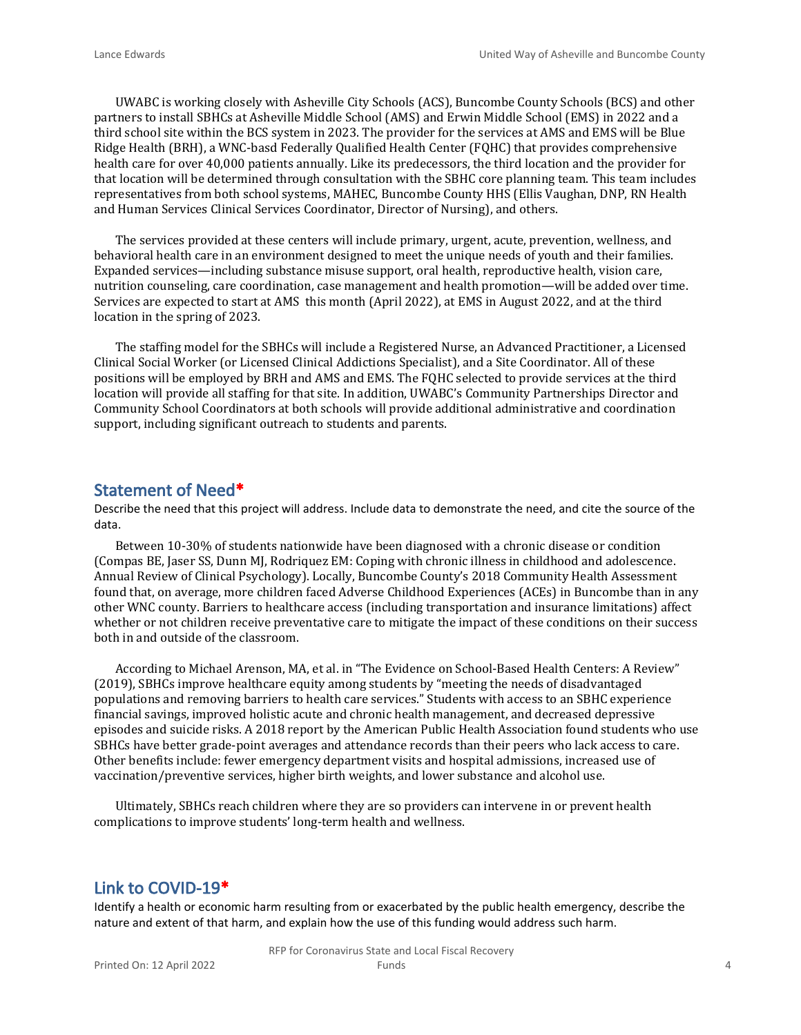UWABC is working closely with Asheville City Schools (ACS), Buncombe County Schools (BCS) and other partners to install SBHCs at Asheville Middle School (AMS) and Erwin Middle School (EMS) in 2022 and a third school site within the BCS system in 2023. The provider for the services at AMS and EMS will be Blue Ridge Health (BRH), a WNC-basd Federally Qualified Health Center (FQHC) that provides comprehensive health care for over 40,000 patients annually. Like its predecessors, the third location and the provider for that location will be determined through consultation with the SBHC core planning team. This team includes representatives from both school systems, MAHEC, Buncombe County HHS (Ellis Vaughan, DNP, RN Health and Human Services Clinical Services Coordinator, Director of Nursing), and others.

The services provided at these centers will include primary, urgent, acute, prevention, wellness, and behavioral health care in an environment designed to meet the unique needs of youth and their families. Expanded services—including substance misuse support, oral health, reproductive health, vision care, nutrition counseling, care coordination, case management and health promotion—will be added over time. Services are expected to start at AMS this month (April 2022), at EMS in August 2022, and at the third location in the spring of 2023.

The staffing model for the SBHCs will include a Registered Nurse, an Advanced Practitioner, a Licensed Clinical Social Worker (or Licensed Clinical Addictions Specialist), and a Site Coordinator. All of these positions will be employed by BRH and AMS and EMS. The FQHC selected to provide services at the third location will provide all staffing for that site. In addition, UWABC's Community Partnerships Director and Community School Coordinators at both schools will provide additional administrative and coordination support, including significant outreach to students and parents.

## Statement of Need*

Describe the need that this project will address. Include data to demonstrate the need, and cite the source of the data.

Between 10-30% of students nationwide have been diagnosed with a chronic disease or condition (Compas BE, Jaser SS, Dunn MJ, Rodriquez EM: Coping with chronic illness in childhood and adolescence. Annual Review of Clinical Psychology). Locally, Buncombe County's 2018 Community Health Assessment found that, on average, more children faced Adverse Childhood Experiences (ACEs) in Buncombe than in any other WNC county. Barriers to healthcare access (including transportation and insurance limitations) affect whether or not children receive preventative care to mitigate the impact of these conditions on their success both in and outside of the classroom.

According to Michael Arenson, MA, et al. in "The Evidence on School-Based Health Centers: A Review" (2019), SBHCs improve healthcare equity among students by "meeting the needs of disadvantaged populations and removing barriers to health care services." Students with access to an SBHC experience financial savings, improved holistic acute and chronic health management, and decreased depressive episodes and suicide risks. A 2018 report by the American Public Health Association found students who use SBHCs have better grade-point averages and attendance records than their peers who lack access to care. Other benefits include: fewer emergency department visits and hospital admissions, increased use of vaccination/preventive services, higher birth weights, and lower substance and alcohol use.

Ultimately, SBHCs reach children where they are so providers can intervene in or prevent health complications to improve students' long-term health and wellness.

## Link to COVID-19*

Identify a health or economic harm resulting from or exacerbated by the public health emergency, describe the nature and extent of that harm, and explain how the use of this funding would address such harm.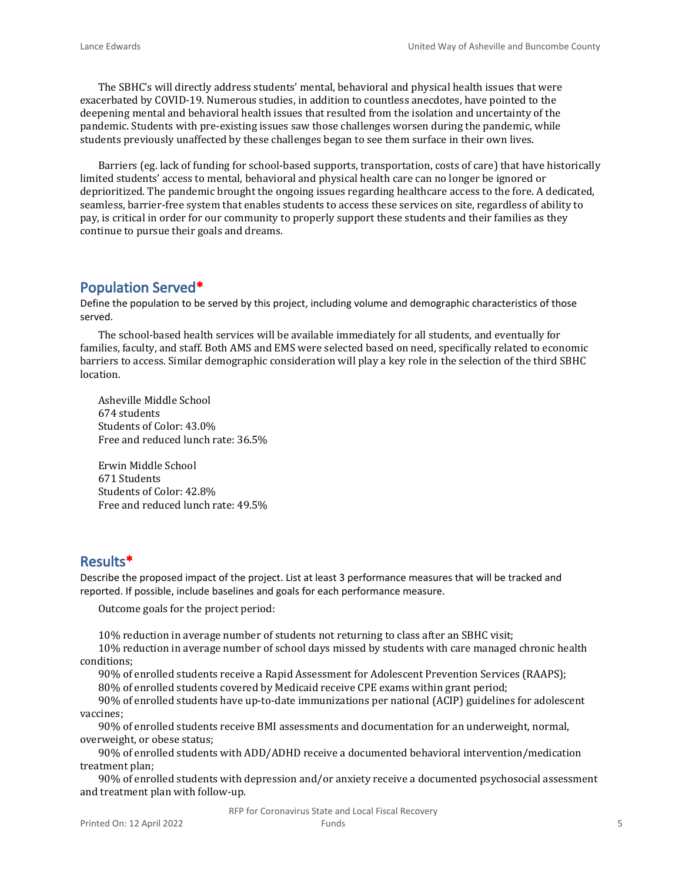The SBHC's will directly address students' mental, behavioral and physical health issues that were exacerbated by COVID-19. Numerous studies, in addition to countless anecdotes, have pointed to the deepening mental and behavioral health issues that resulted from the isolation and uncertainty of the pandemic. Students with pre-existing issues saw those challenges worsen during the pandemic, while students previously unaffected by these challenges began to see them surface in their own lives.

Barriers (eg. lack of funding for school-based supports, transportation, costs of care) that have historically limited students' access to mental, behavioral and physical health care can no longer be ignored or deprioritized. The pandemic brought the ongoing issues regarding healthcare access to the fore. A dedicated, seamless, barrier-free system that enables students to access these services on site, regardless of ability to pay, is critical in order for our community to properly support these students and their families as they continue to pursue their goals and dreams.

## Population Served*

Define the population to be served by this project, including volume and demographic characteristics of those served.

The school-based health services will be available immediately for all students, and eventually for families, faculty, and staff. Both AMS and EMS were selected based on need, specifically related to economic barriers to access. Similar demographic consideration will play a key role in the selection of the third SBHC location.

Asheville Middle School  
674 students  
Students of Color: 43.0%  
Free and reduced lunch rate: 36.5%

Erwin Middle School  
671 Students  
Students of Color: 42.8%  
Free and reduced lunch rate: 49.5%

## Results*

Describe the proposed impact of the project. List at least 3 performance measures that will be tracked and reported. If possible, include baselines and goals for each performance measure.

Outcome goals for the project period:

10% reduction in average number of students not returning to class after an SBHC visit;

10% reduction in average number of school days missed by students with care managed chronic health conditions;

90% of enrolled students receive a Rapid Assessment for Adolescent Prevention Services (RAAPS);

80% of enrolled students covered by Medicaid receive CPE exams within grant period;

90% of enrolled students have up-to-date immunizations per national (ACIP) guidelines for adolescent vaccines;

90% of enrolled students receive BMI assessments and documentation for an underweight, normal, overweight, or obese status;

90% of enrolled students with ADD/ADHD receive a documented behavioral intervention/medication treatment plan;

90% of enrolled students with depression and/or anxiety receive a documented psychosocial assessment and treatment plan with follow-up.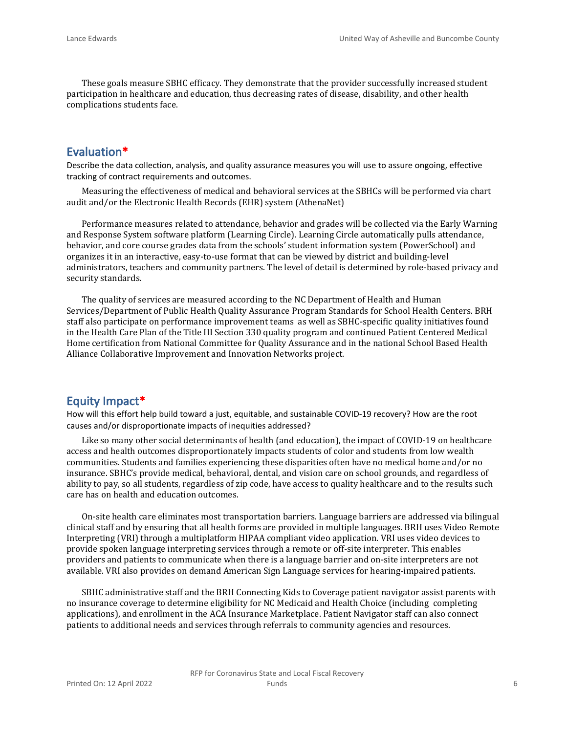These goals measure SBHC efficacy. They demonstrate that the provider successfully increased student participation in healthcare and education, thus decreasing rates of disease, disability, and other health complications students face.

## Evaluation*

Describe the data collection, analysis, and quality assurance measures you will use to assure ongoing, effective tracking of contract requirements and outcomes.

Measuring the effectiveness of medical and behavioral services at the SBHCs will be performed via chart audit and/or the Electronic Health Records (EHR) system (AthenaNet)

Performance measures related to attendance, behavior and grades will be collected via the Early Warning and Response System software platform (Learning Circle). Learning Circle automatically pulls attendance, behavior, and core course grades data from the schools' student information system (PowerSchool) and organizes it in an interactive, easy-to-use format that can be viewed by district and building-level administrators, teachers and community partners. The level of detail is determined by role-based privacy and security standards.

The quality of services are measured according to the NC Department of Health and Human Services/Department of Public Health Quality Assurance Program Standards for School Health Centers. BRH staff also participate on performance improvement teams as well as SBHC-specific quality initiatives found in the Health Care Plan of the Title III Section 330 quality program and continued Patient Centered Medical Home certification from National Committee for Quality Assurance and in the national School Based Health Alliance Collaborative Improvement and Innovation Networks project.

## Equity Impact*

How will this effort help build toward a just, equitable, and sustainable COVID-19 recovery? How are the root causes and/or disproportionate impacts of inequities addressed?

Like so many other social determinants of health (and education), the impact of COVID-19 on healthcare access and health outcomes disproportionately impacts students of color and students from low wealth communities. Students and families experiencing these disparities often have no medical home and/or no insurance. SBHC's provide medical, behavioral, dental, and vision care on school grounds, and regardless of ability to pay, so all students, regardless of zip code, have access to quality healthcare and to the results such care has on health and education outcomes.

On-site health care eliminates most transportation barriers. Language barriers are addressed via bilingual clinical staff and by ensuring that all health forms are provided in multiple languages. BRH uses Video Remote Interpreting (VRI) through a multiplatform HIPAA compliant video application. VRI uses video devices to provide spoken language interpreting services through a remote or off-site interpreter. This enables providers and patients to communicate when there is a language barrier and on-site interpreters are not available. VRI also provides on demand American Sign Language services for hearing-impaired patients.

SBHC administrative staff and the BRH Connecting Kids to Coverage patient navigator assist parents with no insurance coverage to determine eligibility for NC Medicaid and Health Choice (including completing applications), and enrollment in the ACA Insurance Marketplace. Patient Navigator staff can also connect patients to additional needs and services through referrals to community agencies and resources.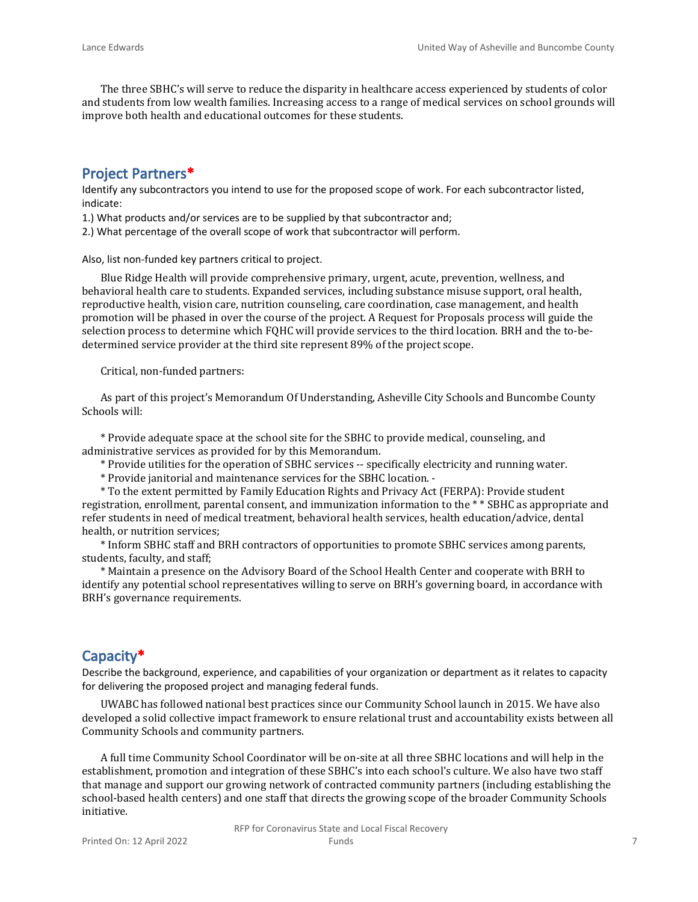The three SBHC's will serve to reduce the disparity in healthcare access experienced by students of color and students from low wealth families. Increasing access to a range of medical services on school grounds will improve both health and educational outcomes for these students.

## Project Partners*

Identify any subcontractors you intend to use for the proposed scope of work. For each subcontractor listed, indicate:

1.) What products and/or services are to be supplied by that subcontractor and;

2.) What percentage of the overall scope of work that subcontractor will perform.

Also, list non-funded key partners critical to project.

Blue Ridge Health will provide comprehensive primary, urgent, acute, prevention, wellness, and behavioral health care to students. Expanded services, including substance misuse support, oral health, reproductive health, vision care, nutrition counseling, care coordination, case management, and health promotion will be phased in over the course of the project. A Request for Proposals process will guide the selection process to determine which FQHC will provide services to the third location. BRH and the to-be-determined service provider at the third site represent 89% of the project scope.

Critical, non-funded partners:

As part of this project's Memorandum Of Understanding, Asheville City Schools and Buncombe County Schools will:

* Provide adequate space at the school site for the SBHC to provide medical, counseling, and administrative services as provided for by this Memorandum.
* Provide utilities for the operation of SBHC services -- specifically electricity and running water.
* Provide janitorial and maintenance services for the SBHC location. -
* To the extent permitted by Family Education Rights and Privacy Act (FERPA): Provide student registration, enrollment, parental consent, and immunization information to the * * SBHC as appropriate and refer students in need of medical treatment, behavioral health services, health education/advice, dental health, or nutrition services;
* Inform SBHC staff and BRH contractors of opportunities to promote SBHC services among parents, students, faculty, and staff;
* Maintain a presence on the Advisory Board of the School Health Center and cooperate with BRH to identify any potential school representatives willing to serve on BRH's governing board, in accordance with BRH's governance requirements.

## Capacity*

Describe the background, experience, and capabilities of your organization or department as it relates to capacity for delivering the proposed project and managing federal funds.

UWABC has followed national best practices since our Community School launch in 2015. We have also developed a solid collective impact framework to ensure relational trust and accountability exists between all Community Schools and community partners.

A full time Community School Coordinator will be on-site at all three SBHC locations and will help in the establishment, promotion and integration of these SBHC's into each school's culture. We also have two staff that manage and support our growing network of contracted community partners (including establishing the school-based health centers) and one staff that directs the growing scope of the broader Community Schools initiative.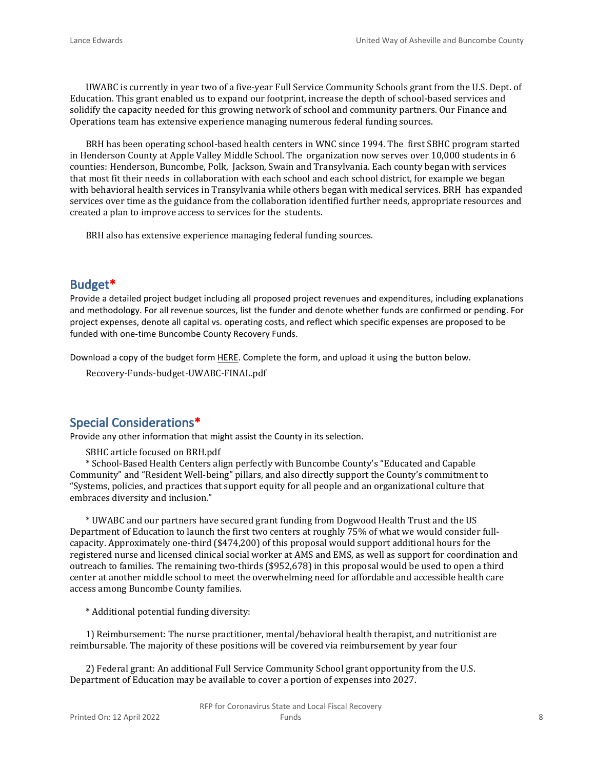UWABC is currently in year two of a five-year Full Service Community Schools grant from the U.S. Dept. of Education. This grant enabled us to expand our footprint, increase the depth of school-based services and solidify the capacity needed for this growing network of school and community partners. Our Finance and Operations team has extensive experience managing numerous federal funding sources.

BRH has been operating school-based health centers in WNC since 1994. The first SBHC program started in Henderson County at Apple Valley Middle School. The organization now serves over 10,000 students in 6 counties: Henderson, Buncombe, Polk, Jackson, Swain and Transylvania. Each county began with services that most fit their needs in collaboration with each school and each school district, for example we began with behavioral health services in Transylvania while others began with medical services. BRH has expanded services over time as the guidance from the collaboration identified further needs, appropriate resources and created a plan to improve access to services for the students.

BRH also has extensive experience managing federal funding sources.

## Budget*

Provide a detailed project budget including all proposed project revenues and expenditures, including explanations and methodology. For all revenue sources, list the funder and denote whether funds are confirmed or pending. For project expenses, denote all capital vs. operating costs, and reflect which specific expenses are proposed to be funded with one-time Buncombe County Recovery Funds.

Download a copy of the budget form HERE. Complete the form, and upload it using the button below.

Recovery-Funds-budget-UWABC-FINAL.pdf

## Special Considerations*

Provide any other information that might assist the County in its selection.

SBHC article focused on BRH.pdf

* School-Based Health Centers align perfectly with Buncombe County's "Educated and Capable Community" and "Resident Well-being" pillars, and also directly support the County's commitment to "Systems, policies, and practices that support equity for all people and an organizational culture that embraces diversity and inclusion."

* UWABC and our partners have secured grant funding from Dogwood Health Trust and the US Department of Education to launch the first two centers at roughly 75% of what we would consider full-capacity. Approximately one-third ($474,200) of this proposal would support additional hours for the registered nurse and licensed clinical social worker at AMS and EMS, as well as support for coordination and outreach to families. The remaining two-thirds ($952,678) in this proposal would be used to open a third center at another middle school to meet the overwhelming need for affordable and accessible health care access among Buncombe County families.

* Additional potential funding diversity:

1) Reimbursement: The nurse practitioner, mental/behavioral health therapist, and nutritionist are reimbursable. The majority of these positions will be covered via reimbursement by year four

2) Federal grant: An additional Full Service Community School grant opportunity from the U.S. Department of Education may be available to cover a portion of expenses into 2027.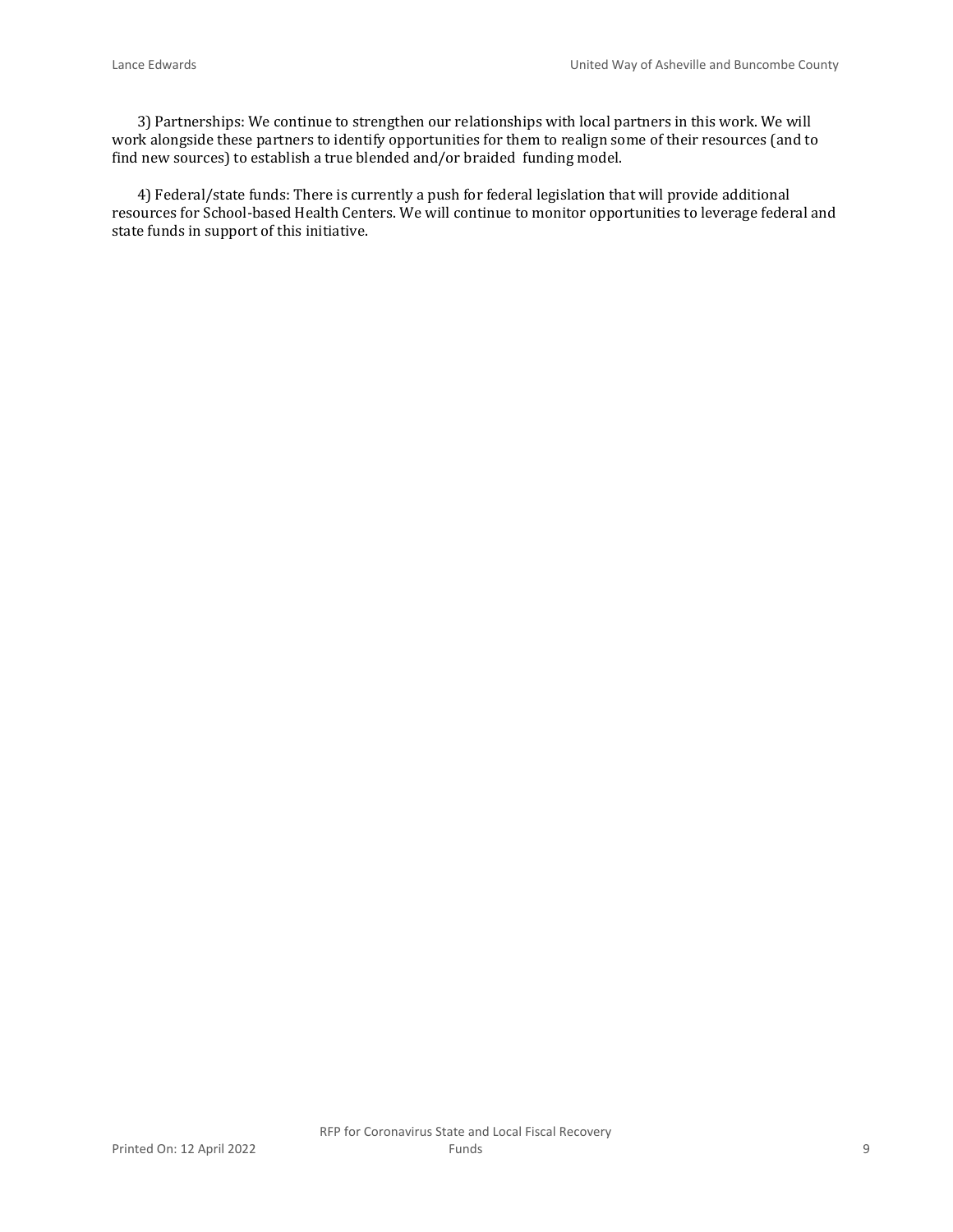3) Partnerships: We continue to strengthen our relationships with local partners in this work. We will work alongside these partners to identify opportunities for them to realign some of their resources (and to find new sources) to establish a true blended and/or braided funding model.

4) Federal/state funds: There is currently a push for federal legislation that will provide additional resources for School-based Health Centers. We will continue to monitor opportunities to leverage federal and state funds in support of this initiative.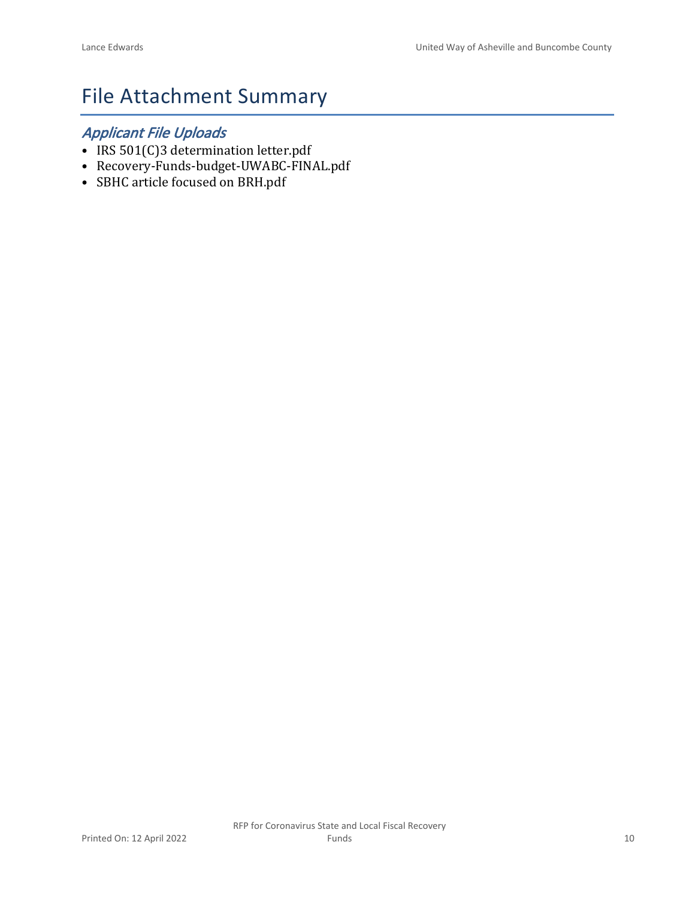# File Attachment Summary

## *Applicant File Uploads*

- IRS 501(C)3 determination letter.pdf
- Recovery-Funds-budget-UWABC-FINAL.pdf
- SBHC article focused on BRH.pdf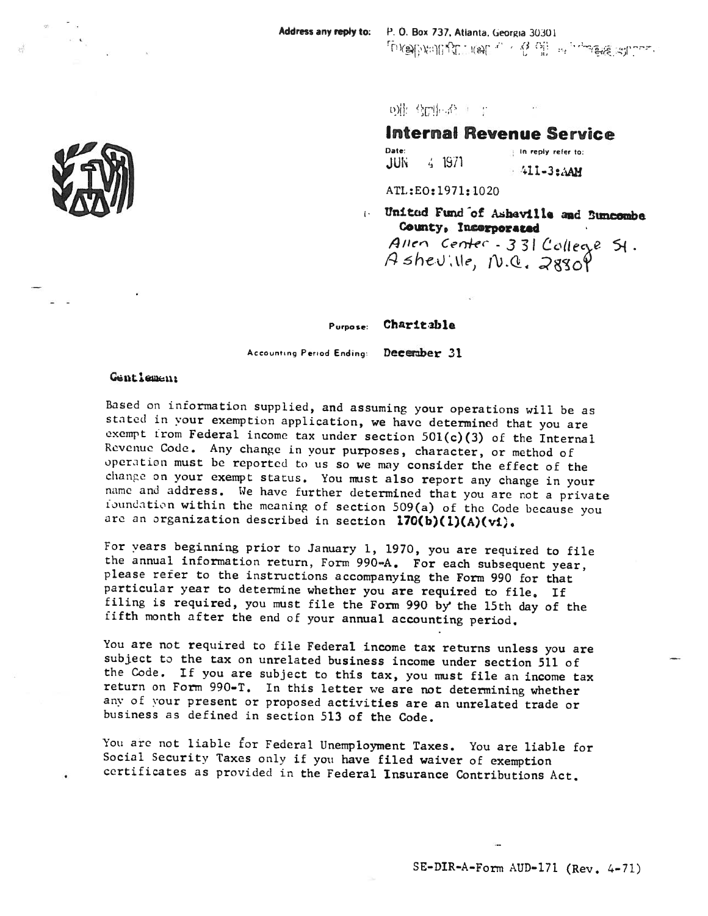Address any reply to: P. O. Box 737, Atlanta, Georgia 30301

# Internal Revenue Service

Date: JUN 4 1971

In reply refer to: 411-3:AAM

ATL:EO:1971:1020

**United Fund of Asheville and Buncombe County, Incorporated**
*Allen Center - 331 College St.*
*Asheville, N.C. 28801*

Purpose: **Charitable**

Accounting Period Ending: **December 31**

Gentlemen:

Based on information supplied, and assuming your operations will be as stated in your exemption application, we have determined that you are exempt from Federal income tax under section 501(c)(3) of the Internal Revenue Code. Any change in your purposes, character, or method of operation must be reported to us so we may consider the effect of the change on your exempt status. You must also report any change in your name and address. We have further determined that you are not a private foundation within the meaning of section 509(a) of the Code because you are an organization described in section **170(b)(1)(A)(vi).**

For years beginning prior to January 1, 1970, you are required to file the annual information return, Form 990-A. For each subsequent year, please refer to the instructions accompanying the Form 990 for that particular year to determine whether you are required to file. If filing is required, you must file the Form 990 by the 15th day of the fifth month after the end of your annual accounting period.

You are not required to file Federal income tax returns unless you are subject to the tax on unrelated business income under section 511 of the Code. If you are subject to this tax, you must file an income tax return on Form 990-T. In this letter we are not determining whether any of your present or proposed activities are an unrelated trade or business as defined in section 513 of the Code.

You are not liable for Federal Unemployment Taxes. You are liable for Social Security Taxes only if you have filed waiver of exemption certificates as provided in the Federal Insurance Contributions Act.

SE-DIR-A-Form AUD-171 (Rev. 4-71)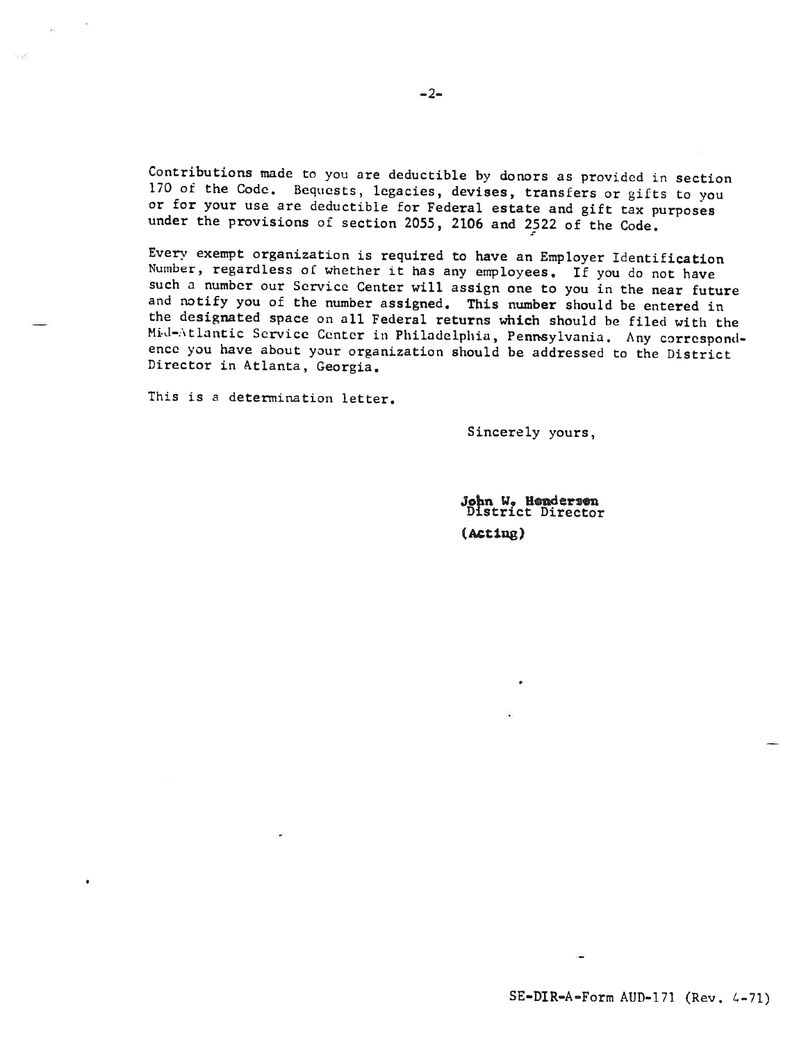Contributions made to you are deductible by donors as provided in section 170 of the Code. Bequests, legacies, devises, transfers or gifts to you or for your use are deductible for Federal estate and gift tax purposes under the provisions of section 2055, 2106 and 2522 of the Code.

Every exempt organization is required to have an Employer Identification Number, regardless of whether it has any employees. If you do not have such a number our Service Center will assign one to you in the near future and notify you of the number assigned. This number should be entered in the designated space on all Federal returns which should be filed with the Mid-Atlantic Service Center in Philadelphia, Pennsylvania. Any correspondence you have about your organization should be addressed to the District Director in Atlanta, Georgia.

This is a determination letter.

Sincerely yours,

John W. Henderson
District Director
(Acting)

SE-DIR-A-Form AUD-171 (Rev. 4-71)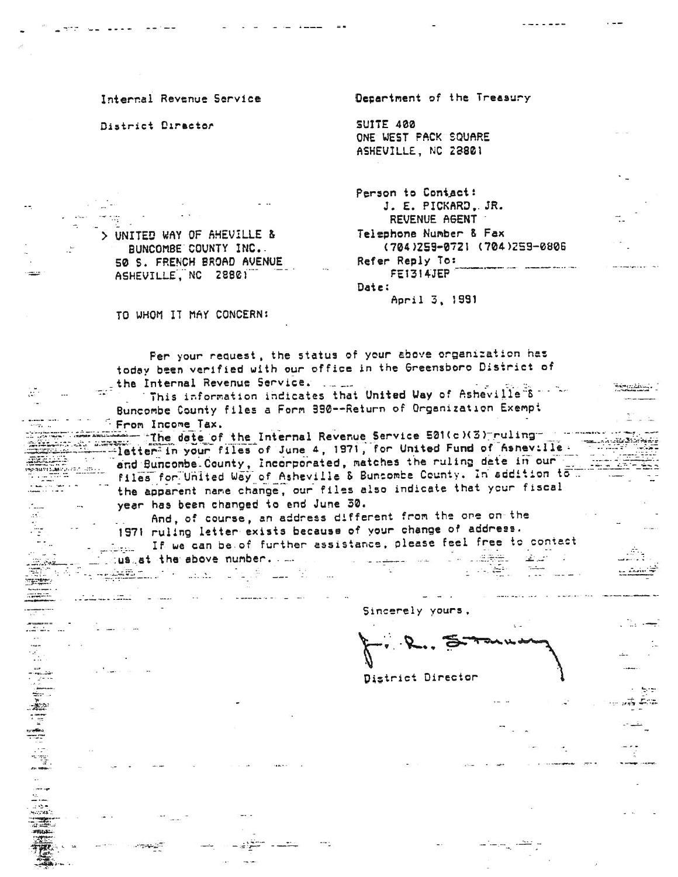Internal Revenue Service

District Director

Department of the Treasury

SUITE 400
ONE WEST PACK SQUARE
ASHEVILLE, NC 28801

> UNITED WAY OF AHEVILLE &
> BUNCOMBE COUNTY INC.
> 50 S. FRENCH BROAD AVENUE
> ASHEVILLE, NC 28801

Person to Contact:
J. E. PICKARD, JR.
REVENUE AGENT
Telephone Number & Fax
(704)259-0721 (704)259-0806
Refer Reply To:
FE1314JEP
Date:
April 3, 1991

TO WHOM IT MAY CONCERN:

Per your request, the status of your above organization has today been verified with our office in the Greensboro District of the Internal Revenue Service.

This information indicates that United Way of Asheville & Buncombe County files a Form 990--Return of Organization Exempt From Income Tax.

The date of the Internal Revenue Service 501(c)(3) ruling letter in your files of June 4, 1971, for United Fund of Asheville and Buncombe County, Incorporated, matches the ruling date in our files for United Way of Asheville & Buncombe County. In addition to the apparent name change, our files also indicate that your fiscal year has been changed to end June 30.

And, of course, an address different from the one on the 1971 ruling letter exists because of your change of address.

If we can be of further assistance, please feel free to contact us at the above number.

Sincerely yours,

District Director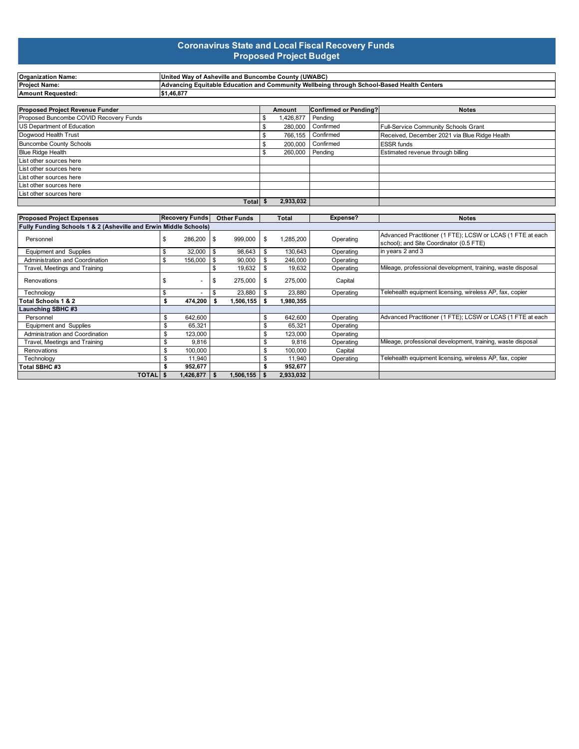# Coronavirus State and Local Fiscal Recovery Funds
## Proposed Project Budget

| | |
|---|---|
| **Organization Name:** | **United Way of Asheville and Buncombe County (UWABC)** |
| **Project Name:** | **Advancing Equitable Education and Community Wellbeing through School-Based Health Centers** |
| **Amount Requested:** | **$1,46,877** |

| Proposed Project Revenue Funder | Amount | Confirmed or Pending? | Notes |
|---|---|---|---|
| Proposed Buncombe COVID Recovery Funds | $ 1,426,877 | Pending | |
| US Department of Education | $ 280,000 | Confirmed | Full-Service Community Schools Grant |
| Dogwood Health Trust | $ 766,155 | Confirmed | Received, December 2021 via Blue Ridge Health |
| Buncombe County Schools | $ 200,000 | Confirmed | ESSR funds |
| Blue Ridge Health | $ 260,000 | Pending | Estimated revenue through billing |
| List other sources here | | | |
| List other sources here | | | |
| List other sources here | | | |
| List other sources here | | | |
| List other sources here | | | |
| **Total** | **$ 2,933,032** | | |

| Proposed Project Expenses | Recovery Funds | Other Funds | Total | Expense? | Notes |
|---|---|---|---|---|---|
| **Fully Funding Schools 1 & 2 (Asheville and Erwin Middle Schools)** | | | | | |
| Personnel | $ 286,200 | $ 999,000 | $ 1,285,200 | Operating | Advanced Practitioner (1 FTE); LCSW or LCAS (1 FTE at each school); and Site Coordinator (0.5 FTE) |
| Equipment and Supplies | $ 32,000 | $ 98,643 | $ 130,643 | Operating | in years 2 and 3 |
| Administration and Coordination | $ 156,000 | $ 90,000 | $ 246,000 | Operating | |
| Travel, Meetings and Training | | $ 19,632 | $ 19,632 | Operating | Mileage, professional development, training, waste disposal |
| Renovations | $ - | $ 275,000 | $ 275,000 | Capital | |
| Technology | $ - | $ 23,880 | $ 23,880 | Operating | Telehealth equipment licensing, wireless AP, fax, copier |
| **Total Schools 1 & 2** | **$ 474,200** | **$ 1,506,155** | **$ 1,980,355** | | |
| **Launching SBHC #3** | | | | | |
| Personnel | $ 642,600 | | $ 642,600 | Operating | Advanced Practitioner (1 FTE); LCSW or LCAS (1 FTE at each |
| Equipment and Supplies | $ 65,321 | | $ 65,321 | Operating | |
| Administration and Coordination | $ 123,000 | | $ 123,000 | Operating | |
| Travel, Meetings and Training | $ 9,816 | | $ 9,816 | Operating | Mileage, professional development, training, waste disposal |
| Renovations | $ 100,000 | | $ 100,000 | Capital | |
| Technology | $ 11,940 | | $ 11,940 | Operating | Telehealth equipment licensing, wireless AP, fax, copier |
| **Total SBHC #3** | **$ 952,677** | | **$ 952,677** | | |
| **TOTAL** | **$ 1,426,877** | **$ 1,506,155** | **$ 2,933,032** | | |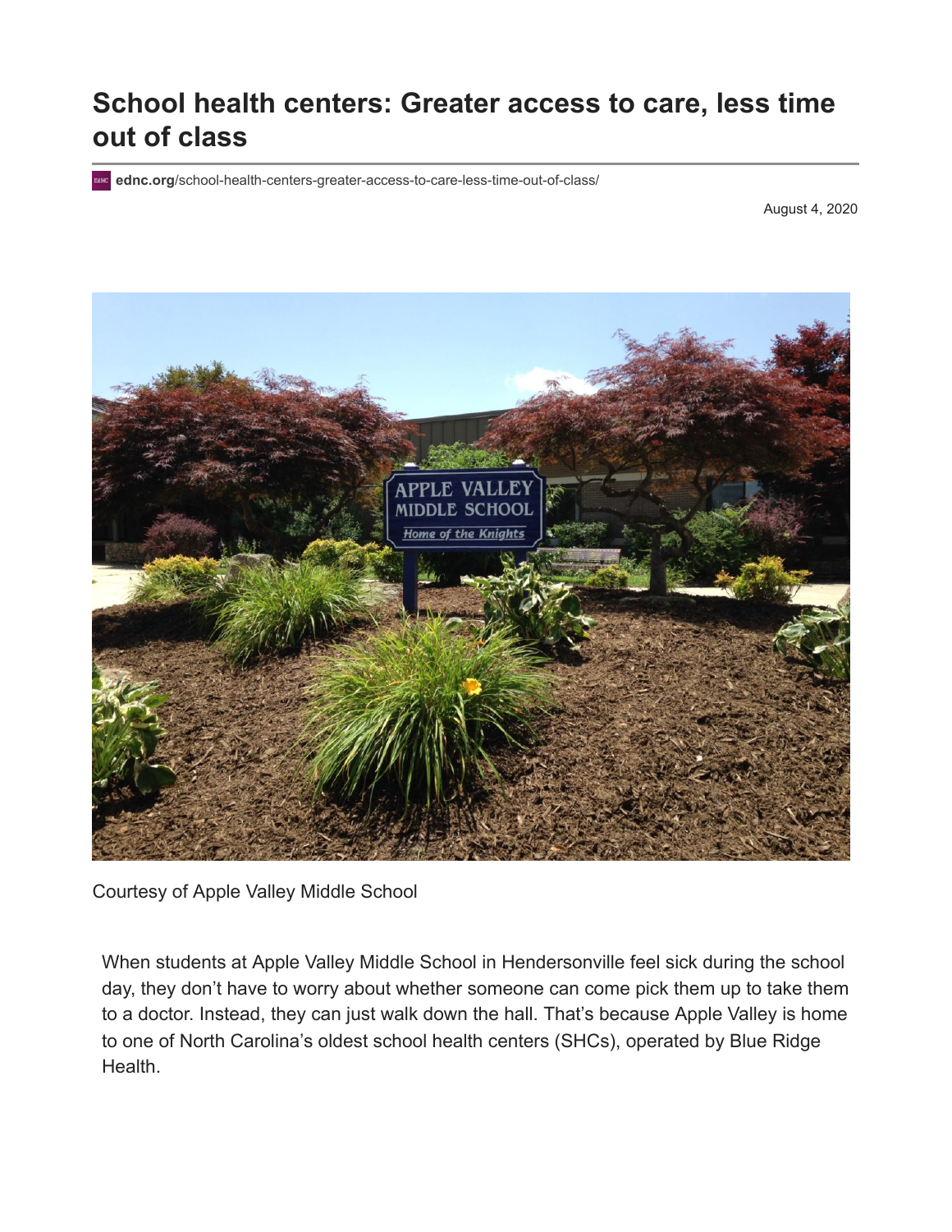# School health centers: Greater access to care, less time out of class

ednc.org/school-health-centers-greater-access-to-care-less-time-out-of-class/

August 4, 2020

Courtesy of Apple Valley Middle School

When students at Apple Valley Middle School in Hendersonville feel sick during the school day, they don't have to worry about whether someone can come pick them up to take them to a doctor. Instead, they can just walk down the hall. That's because Apple Valley is home to one of North Carolina's oldest school health centers (SHCs), operated by Blue Ridge Health.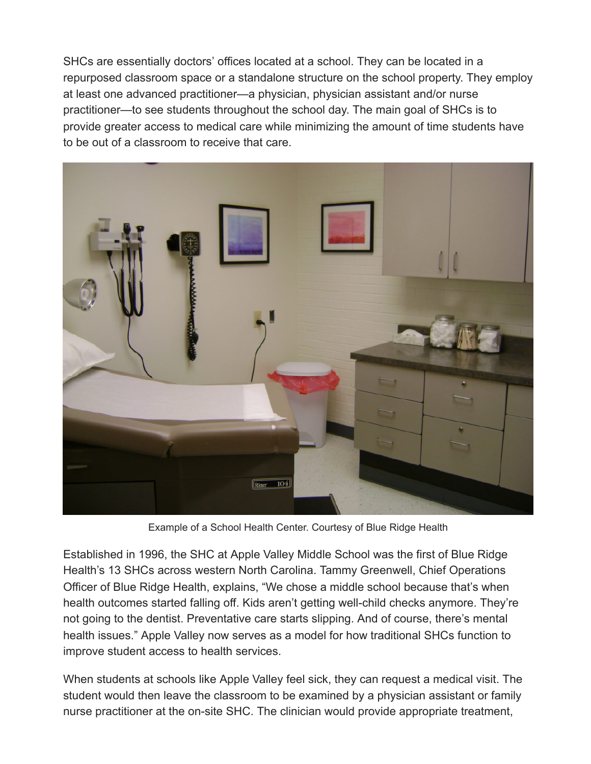SHCs are essentially doctors' offices located at a school. They can be located in a repurposed classroom space or a standalone structure on the school property. They employ at least one advanced practitioner—a physician, physician assistant and/or nurse practitioner—to see students throughout the school day. The main goal of SHCs is to provide greater access to medical care while minimizing the amount of time students have to be out of a classroom to receive that care.

Example of a School Health Center. Courtesy of Blue Ridge Health

Established in 1996, the SHC at Apple Valley Middle School was the first of Blue Ridge Health's 13 SHCs across western North Carolina. Tammy Greenwell, Chief Operations Officer of Blue Ridge Health, explains, "We chose a middle school because that's when health outcomes started falling off. Kids aren't getting well-child checks anymore. They're not going to the dentist. Preventative care starts slipping. And of course, there's mental health issues." Apple Valley now serves as a model for how traditional SHCs function to improve student access to health services.

When students at schools like Apple Valley feel sick, they can request a medical visit. The student would then leave the classroom to be examined by a physician assistant or family nurse practitioner at the on-site SHC. The clinician would provide appropriate treatment,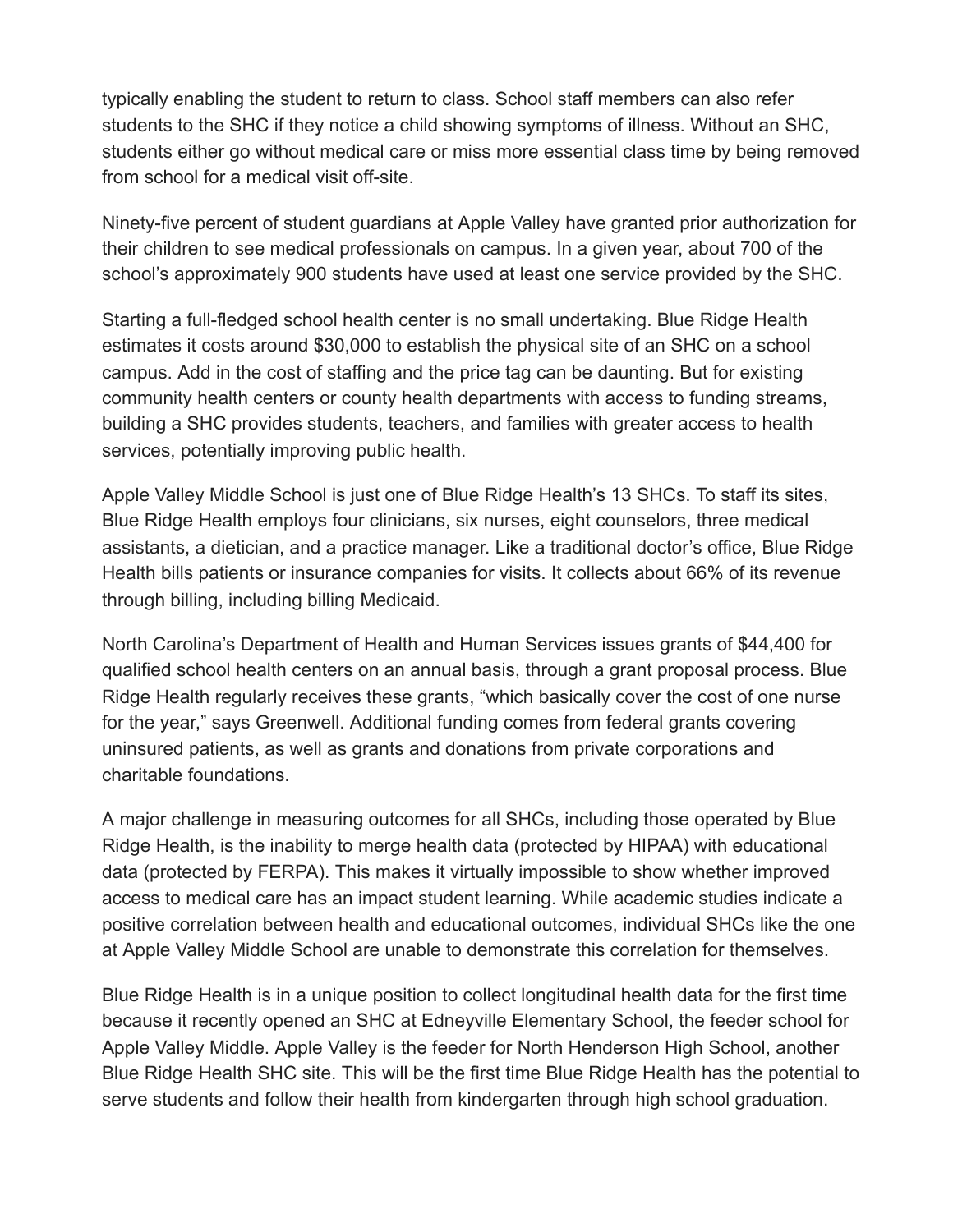typically enabling the student to return to class. School staff members can also refer students to the SHC if they notice a child showing symptoms of illness. Without an SHC, students either go without medical care or miss more essential class time by being removed from school for a medical visit off-site.

Ninety-five percent of student guardians at Apple Valley have granted prior authorization for their children to see medical professionals on campus. In a given year, about 700 of the school's approximately 900 students have used at least one service provided by the SHC.

Starting a full-fledged school health center is no small undertaking. Blue Ridge Health estimates it costs around $30,000 to establish the physical site of an SHC on a school campus. Add in the cost of staffing and the price tag can be daunting. But for existing community health centers or county health departments with access to funding streams, building a SHC provides students, teachers, and families with greater access to health services, potentially improving public health.

Apple Valley Middle School is just one of Blue Ridge Health's 13 SHCs. To staff its sites, Blue Ridge Health employs four clinicians, six nurses, eight counselors, three medical assistants, a dietician, and a practice manager. Like a traditional doctor's office, Blue Ridge Health bills patients or insurance companies for visits. It collects about 66% of its revenue through billing, including billing Medicaid.

North Carolina's Department of Health and Human Services issues grants of $44,400 for qualified school health centers on an annual basis, through a grant proposal process. Blue Ridge Health regularly receives these grants, "which basically cover the cost of one nurse for the year," says Greenwell. Additional funding comes from federal grants covering uninsured patients, as well as grants and donations from private corporations and charitable foundations.

A major challenge in measuring outcomes for all SHCs, including those operated by Blue Ridge Health, is the inability to merge health data (protected by HIPAA) with educational data (protected by FERPA). This makes it virtually impossible to show whether improved access to medical care has an impact student learning. While academic studies indicate a positive correlation between health and educational outcomes, individual SHCs like the one at Apple Valley Middle School are unable to demonstrate this correlation for themselves.

Blue Ridge Health is in a unique position to collect longitudinal health data for the first time because it recently opened an SHC at Edneyville Elementary School, the feeder school for Apple Valley Middle. Apple Valley is the feeder for North Henderson High School, another Blue Ridge Health SHC site. This will be the first time Blue Ridge Health has the potential to serve students and follow their health from kindergarten through high school graduation.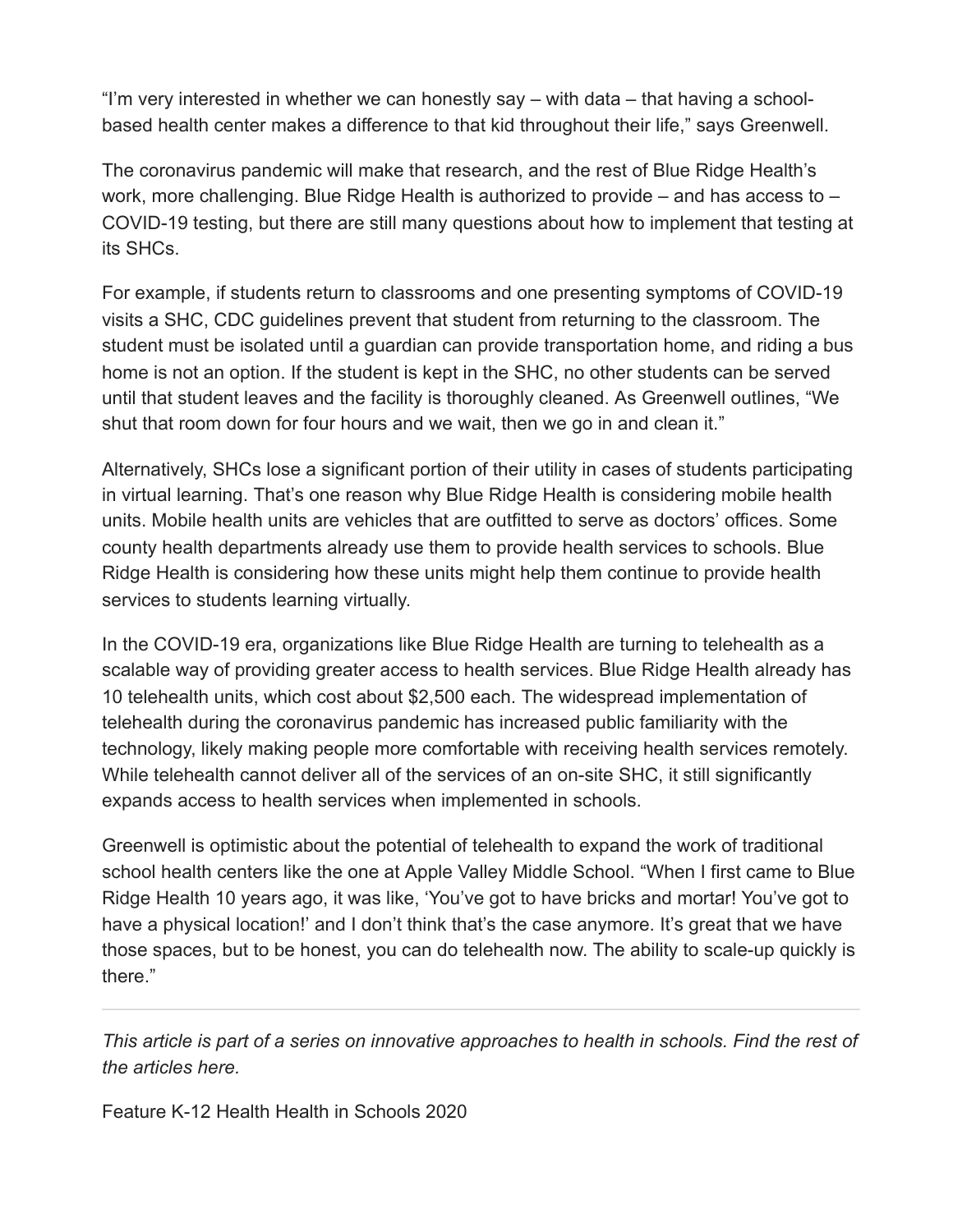“I’m very interested in whether we can honestly say – with data – that having a school-based health center makes a difference to that kid throughout their life,” says Greenwell.

The coronavirus pandemic will make that research, and the rest of Blue Ridge Health’s work, more challenging. Blue Ridge Health is authorized to provide – and has access to – COVID-19 testing, but there are still many questions about how to implement that testing at its SHCs.

For example, if students return to classrooms and one presenting symptoms of COVID-19 visits a SHC, CDC guidelines prevent that student from returning to the classroom. The student must be isolated until a guardian can provide transportation home, and riding a bus home is not an option. If the student is kept in the SHC, no other students can be served until that student leaves and the facility is thoroughly cleaned. As Greenwell outlines, “We shut that room down for four hours and we wait, then we go in and clean it.”

Alternatively, SHCs lose a significant portion of their utility in cases of students participating in virtual learning. That’s one reason why Blue Ridge Health is considering mobile health units. Mobile health units are vehicles that are outfitted to serve as doctors’ offices. Some county health departments already use them to provide health services to schools. Blue Ridge Health is considering how these units might help them continue to provide health services to students learning virtually.

In the COVID-19 era, organizations like Blue Ridge Health are turning to telehealth as a scalable way of providing greater access to health services. Blue Ridge Health already has 10 telehealth units, which cost about $2,500 each. The widespread implementation of telehealth during the coronavirus pandemic has increased public familiarity with the technology, likely making people more comfortable with receiving health services remotely. While telehealth cannot deliver all of the services of an on-site SHC, it still significantly expands access to health services when implemented in schools.

Greenwell is optimistic about the potential of telehealth to expand the work of traditional school health centers like the one at Apple Valley Middle School. “When I first came to Blue Ridge Health 10 years ago, it was like, ‘You’ve got to have bricks and mortar! You’ve got to have a physical location!’ and I don’t think that’s the case anymore. It’s great that we have those spaces, but to be honest, you can do telehealth now. The ability to scale-up quickly is there.”

---

*This article is part of a series on innovative approaches to health in schools. Find the rest of the articles here.*

Feature K-12 Health Health in Schools 2020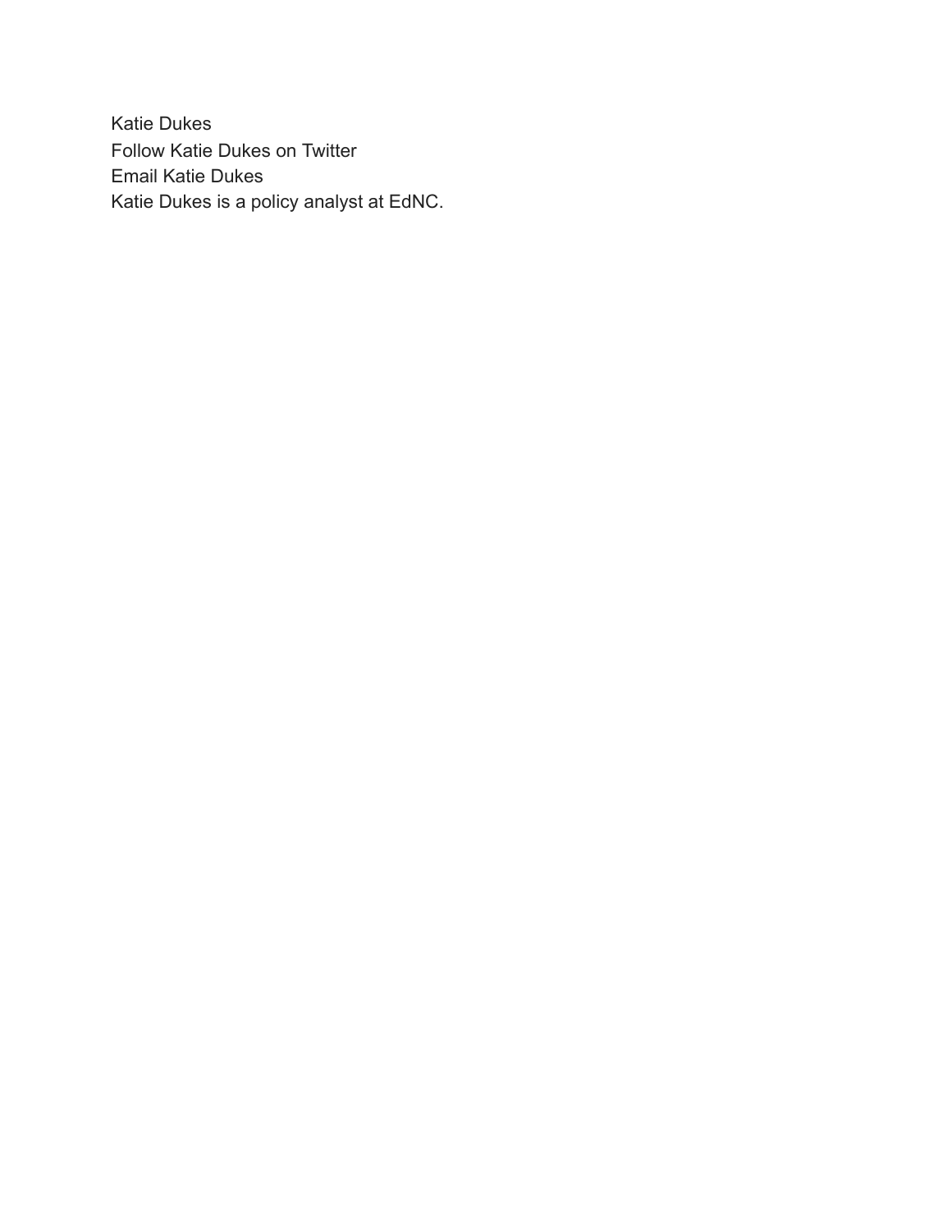Katie Dukes
Follow Katie Dukes on Twitter
Email Katie Dukes
Katie Dukes is a policy analyst at EdNC.